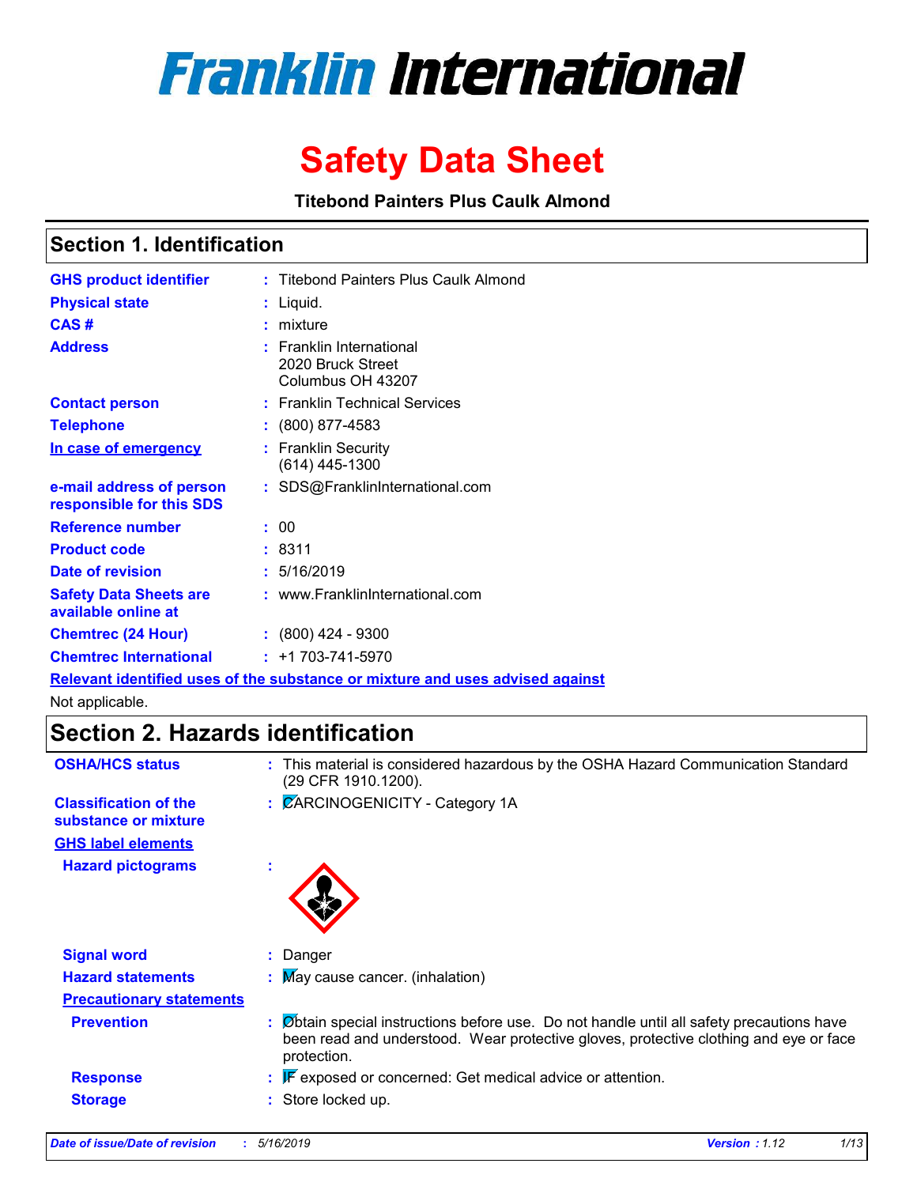# Franklin International

# Safety Data Sheet

**Titebond Painters Plus Caulk Almond**

## Section 1. Identification

| | | |
|---|---|---|
| **GHS product identifier** | : | Titebond Painters Plus Caulk Almond |
| **Physical state** | : | Liquid. |
| **CAS #** | : | mixture |
| **Address** | : | Franklin International<br>2020 Bruck Street<br>Columbus OH 43207 |
| **Contact person** | : | Franklin Technical Services |
| **Telephone** | : | (800) 877-4583 |
| **In case of emergency** | : | Franklin Security<br>(614) 445-1300 |
| **e-mail address of person responsible for this SDS** | : | SDS@FranklinInternational.com |
| **Reference number** | : | 00 |
| **Product code** | : | 8311 |
| **Date of revision** | : | 5/16/2019 |
| **Safety Data Sheets are available online at** | : | www.FranklinInternational.com |
| **Chemtrec (24 Hour)** | : | (800) 424 - 9300 |
| **Chemtrec International** | : | +1 703-741-5970 |

**Relevant identified uses of the substance or mixture and uses advised against**

Not applicable.

## Section 2. Hazards identification

| | | |
|---|---|---|
| **OSHA/HCS status** | : | This material is considered hazardous by the OSHA Hazard Communication Standard (29 CFR 1910.1200). |
| **Classification of the substance or mixture** | : | CARCINOGENICITY - Category 1A |

**GHS label elements**

| | | |
|---|---|---|
| **Hazard pictograms** | : | |
| **Signal word** | : | Danger |
| **Hazard statements** | : | May cause cancer. (inhalation) |

**Precautionary statements**

| | | |
|---|---|---|
| **Prevention** | : | Obtain special instructions before use. Do not handle until all safety precautions have been read and understood. Wear protective gloves, protective clothing and eye or face protection. |
| **Response** | : | IF exposed or concerned: Get medical advice or attention. |
| **Storage** | : | Store locked up. |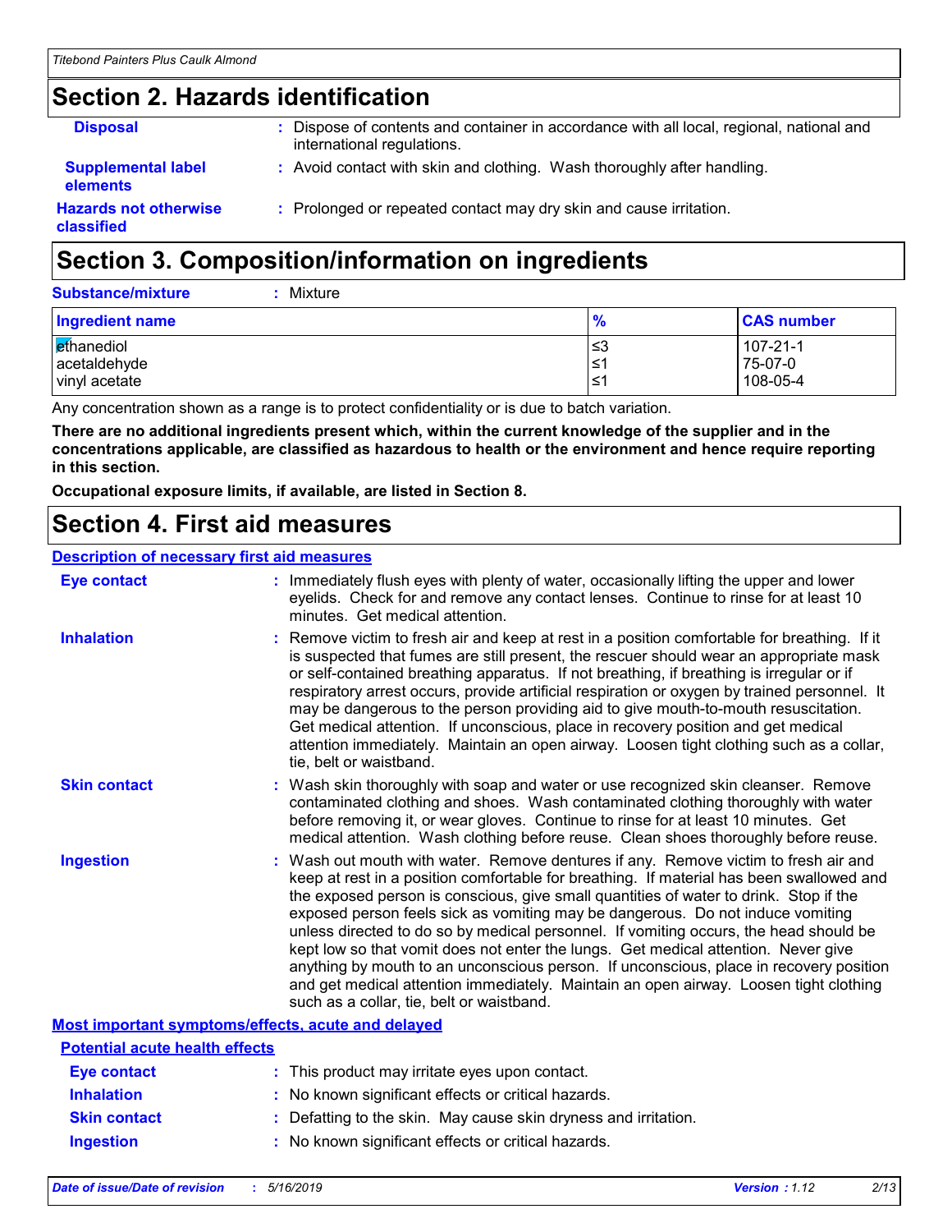## Section 2. Hazards identification

**Disposal** : Dispose of contents and container in accordance with all local, regional, national and international regulations.

**Supplemental label elements** : Avoid contact with skin and clothing. Wash thoroughly after handling.

**Hazards not otherwise classified** : Prolonged or repeated contact may dry skin and cause irritation.

## Section 3. Composition/information on ingredients

**Substance/mixture** : Mixture

| Ingredient name | % | CAS number |
|---|---|---|
| ethanediol | ≤3 | 107-21-1 |
| acetaldehyde | ≤1 | 75-07-0 |
| vinyl acetate | ≤1 | 108-05-4 |

Any concentration shown as a range is to protect confidentiality or is due to batch variation.

**There are no additional ingredients present which, within the current knowledge of the supplier and in the concentrations applicable, are classified as hazardous to health or the environment and hence require reporting in this section.**

**Occupational exposure limits, if available, are listed in Section 8.**

## Section 4. First aid measures

**Description of necessary first aid measures**

**Eye contact** : Immediately flush eyes with plenty of water, occasionally lifting the upper and lower eyelids. Check for and remove any contact lenses. Continue to rinse for at least 10 minutes. Get medical attention.

**Inhalation** : Remove victim to fresh air and keep at rest in a position comfortable for breathing. If it is suspected that fumes are still present, the rescuer should wear an appropriate mask or self-contained breathing apparatus. If not breathing, if breathing is irregular or if respiratory arrest occurs, provide artificial respiration or oxygen by trained personnel. It may be dangerous to the person providing aid to give mouth-to-mouth resuscitation. Get medical attention. If unconscious, place in recovery position and get medical attention immediately. Maintain an open airway. Loosen tight clothing such as a collar, tie, belt or waistband.

**Skin contact** : Wash skin thoroughly with soap and water or use recognized skin cleanser. Remove contaminated clothing and shoes. Wash contaminated clothing thoroughly with water before removing it, or wear gloves. Continue to rinse for at least 10 minutes. Get medical attention. Wash clothing before reuse. Clean shoes thoroughly before reuse.

**Ingestion** : Wash out mouth with water. Remove dentures if any. Remove victim to fresh air and keep at rest in a position comfortable for breathing. If material has been swallowed and the exposed person is conscious, give small quantities of water to drink. Stop if the exposed person feels sick as vomiting may be dangerous. Do not induce vomiting unless directed to do so by medical personnel. If vomiting occurs, the head should be kept low so that vomit does not enter the lungs. Get medical attention. Never give anything by mouth to an unconscious person. If unconscious, place in recovery position and get medical attention immediately. Maintain an open airway. Loosen tight clothing such as a collar, tie, belt or waistband.

**Most important symptoms/effects, acute and delayed**

**Potential acute health effects**

**Eye contact** : This product may irritate eyes upon contact.

**Inhalation** : No known significant effects or critical hazards.

**Skin contact** : Defatting to the skin. May cause skin dryness and irritation.

**Ingestion** : No known significant effects or critical hazards.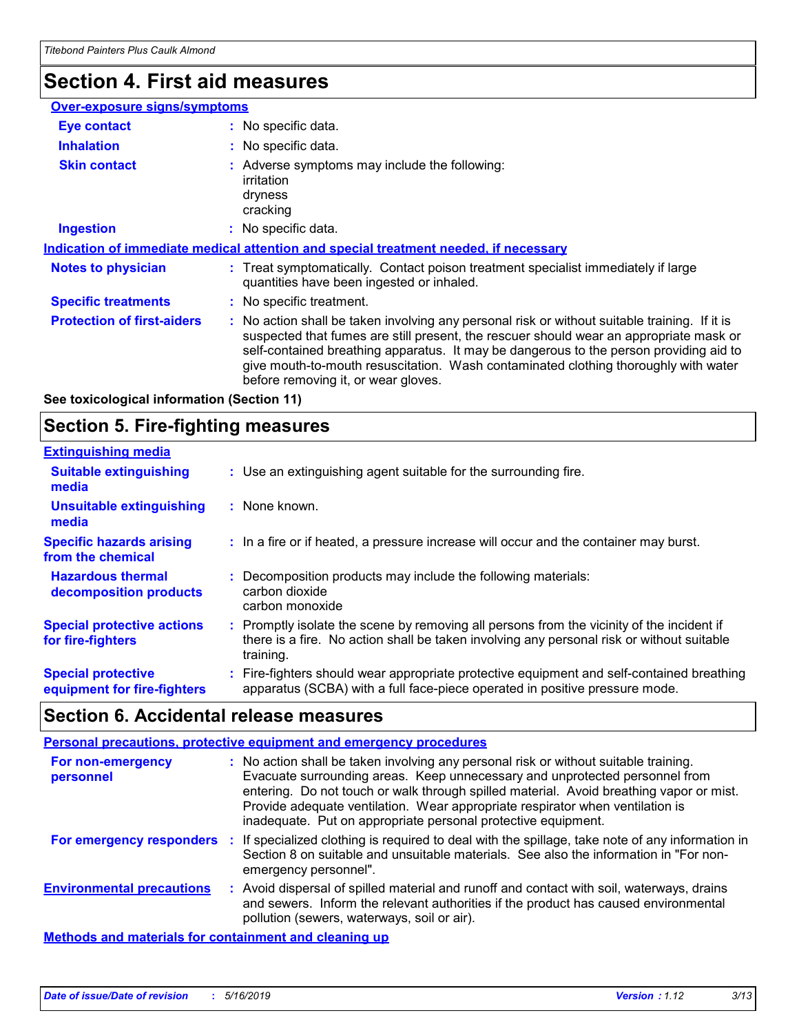# Section 4. First aid measures

**Over-exposure signs/symptoms**

| | |
|---|---|
| **Eye contact** | : No specific data. |
| **Inhalation** | : No specific data. |
| **Skin contact** | : Adverse symptoms may include the following:<br>irritation<br>dryness<br>cracking |
| **Ingestion** | : No specific data. |

**Indication of immediate medical attention and special treatment needed, if necessary**

| | |
|---|---|
| **Notes to physician** | : Treat symptomatically. Contact poison treatment specialist immediately if large quantities have been ingested or inhaled. |
| **Specific treatments** | : No specific treatment. |
| **Protection of first-aiders** | : No action shall be taken involving any personal risk or without suitable training. If it is suspected that fumes are still present, the rescuer should wear an appropriate mask or self-contained breathing apparatus. It may be dangerous to the person providing aid to give mouth-to-mouth resuscitation. Wash contaminated clothing thoroughly with water before removing it, or wear gloves. |

**See toxicological information (Section 11)**

# Section 5. Fire-fighting measures

**Extinguishing media**

| | |
|---|---|
| **Suitable extinguishing media** | : Use an extinguishing agent suitable for the surrounding fire. |
| **Unsuitable extinguishing media** | : None known. |
| **Specific hazards arising from the chemical** | : In a fire or if heated, a pressure increase will occur and the container may burst. |
| **Hazardous thermal decomposition products** | : Decomposition products may include the following materials:<br>carbon dioxide<br>carbon monoxide |
| **Special protective actions for fire-fighters** | : Promptly isolate the scene by removing all persons from the vicinity of the incident if there is a fire. No action shall be taken involving any personal risk or without suitable training. |
| **Special protective equipment for fire-fighters** | : Fire-fighters should wear appropriate protective equipment and self-contained breathing apparatus (SCBA) with a full face-piece operated in positive pressure mode. |

# Section 6. Accidental release measures

**Personal precautions, protective equipment and emergency procedures**

| | |
|---|---|
| **For non-emergency personnel** | : No action shall be taken involving any personal risk or without suitable training. Evacuate surrounding areas. Keep unnecessary and unprotected personnel from entering. Do not touch or walk through spilled material. Avoid breathing vapor or mist. Provide adequate ventilation. Wear appropriate respirator when ventilation is inadequate. Put on appropriate personal protective equipment. |
| **For emergency responders** | : If specialized clothing is required to deal with the spillage, take note of any information in Section 8 on suitable and unsuitable materials. See also the information in "For non-emergency personnel". |
| **Environmental precautions** | : Avoid dispersal of spilled material and runoff and contact with soil, waterways, drains and sewers. Inform the relevant authorities if the product has caused environmental pollution (sewers, waterways, soil or air). |

**Methods and materials for containment and cleaning up**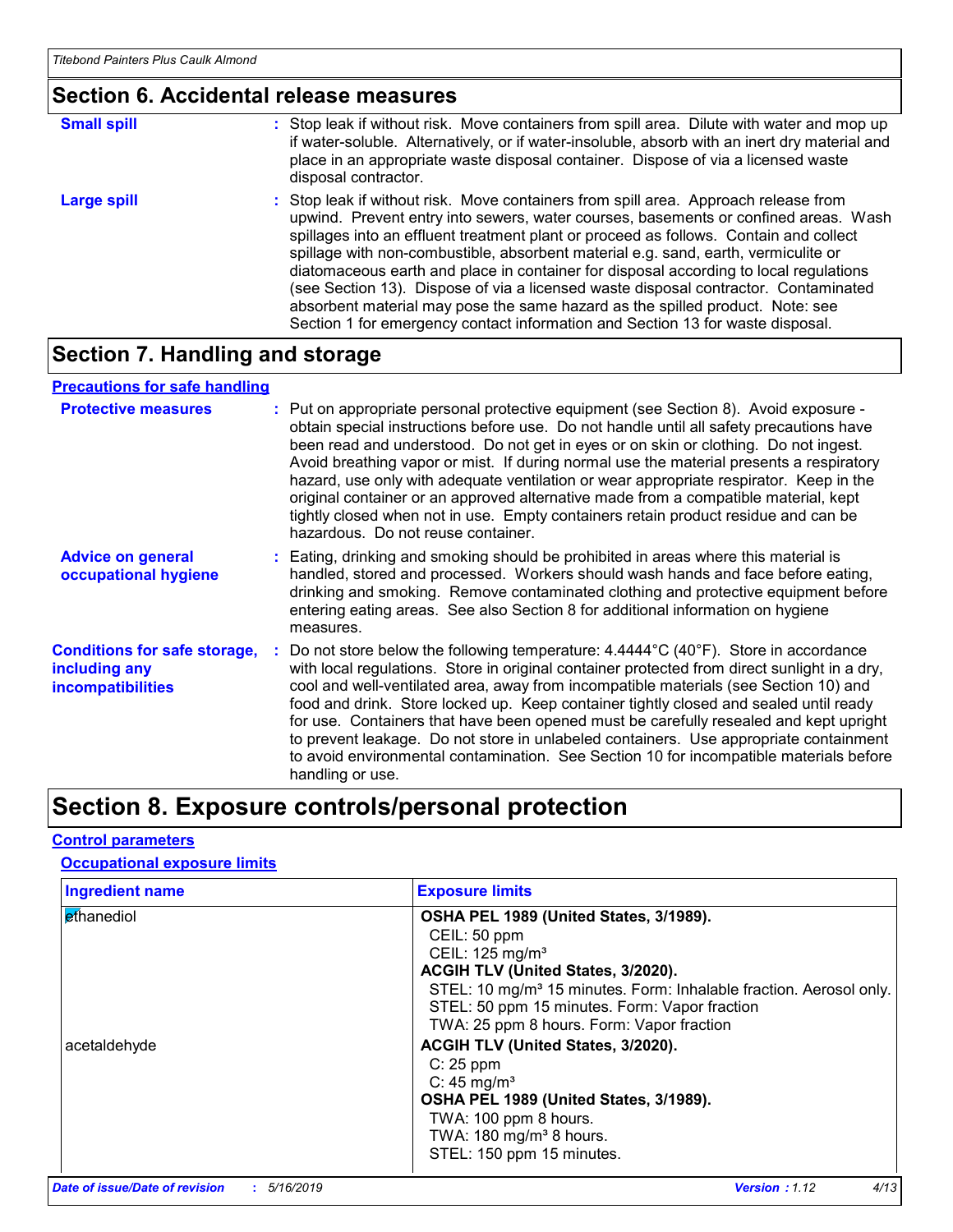## Section 6. Accidental release measures

**Small spill** : Stop leak if without risk. Move containers from spill area. Dilute with water and mop up if water-soluble. Alternatively, or if water-insoluble, absorb with an inert dry material and place in an appropriate waste disposal container. Dispose of via a licensed waste disposal contractor.

**Large spill** : Stop leak if without risk. Move containers from spill area. Approach release from upwind. Prevent entry into sewers, water courses, basements or confined areas. Wash spillages into an effluent treatment plant or proceed as follows. Contain and collect spillage with non-combustible, absorbent material e.g. sand, earth, vermiculite or diatomaceous earth and place in container for disposal according to local regulations (see Section 13). Dispose of via a licensed waste disposal contractor. Contaminated absorbent material may pose the same hazard as the spilled product. Note: see Section 1 for emergency contact information and Section 13 for waste disposal.

## Section 7. Handling and storage

### Precautions for safe handling

**Protective measures** : Put on appropriate personal protective equipment (see Section 8). Avoid exposure - obtain special instructions before use. Do not handle until all safety precautions have been read and understood. Do not get in eyes or on skin or clothing. Do not ingest. Avoid breathing vapor or mist. If during normal use the material presents a respiratory hazard, use only with adequate ventilation or wear appropriate respirator. Keep in the original container or an approved alternative made from a compatible material, kept tightly closed when not in use. Empty containers retain product residue and can be hazardous. Do not reuse container.

**Advice on general occupational hygiene** : Eating, drinking and smoking should be prohibited in areas where this material is handled, stored and processed. Workers should wash hands and face before eating, drinking and smoking. Remove contaminated clothing and protective equipment before entering eating areas. See also Section 8 for additional information on hygiene measures.

**Conditions for safe storage, including any incompatibilities** : Do not store below the following temperature: 4.4444°C (40°F). Store in accordance with local regulations. Store in original container protected from direct sunlight in a dry, cool and well-ventilated area, away from incompatible materials (see Section 10) and food and drink. Store locked up. Keep container tightly closed and sealed until ready for use. Containers that have been opened must be carefully resealed and kept upright to prevent leakage. Do not store in unlabeled containers. Use appropriate containment to avoid environmental contamination. See Section 10 for incompatible materials before handling or use.

## Section 8. Exposure controls/personal protection

### Control parameters

#### Occupational exposure limits

| Ingredient name | Exposure limits |
|---|---|
| ethanediol | **OSHA PEL 1989 (United States, 3/1989).**<br>CEIL: 50 ppm<br>CEIL: 125 mg/m³<br>**ACGIH TLV (United States, 3/2020).**<br>STEL: 10 mg/m³ 15 minutes. Form: Inhalable fraction. Aerosol only.<br>STEL: 50 ppm 15 minutes. Form: Vapor fraction<br>TWA: 25 ppm 8 hours. Form: Vapor fraction |
| acetaldehyde | **ACGIH TLV (United States, 3/2020).**<br>C: 25 ppm<br>C: 45 mg/m³<br>**OSHA PEL 1989 (United States, 3/1989).**<br>TWA: 100 ppm 8 hours.<br>TWA: 180 mg/m³ 8 hours.<br>STEL: 150 ppm 15 minutes. |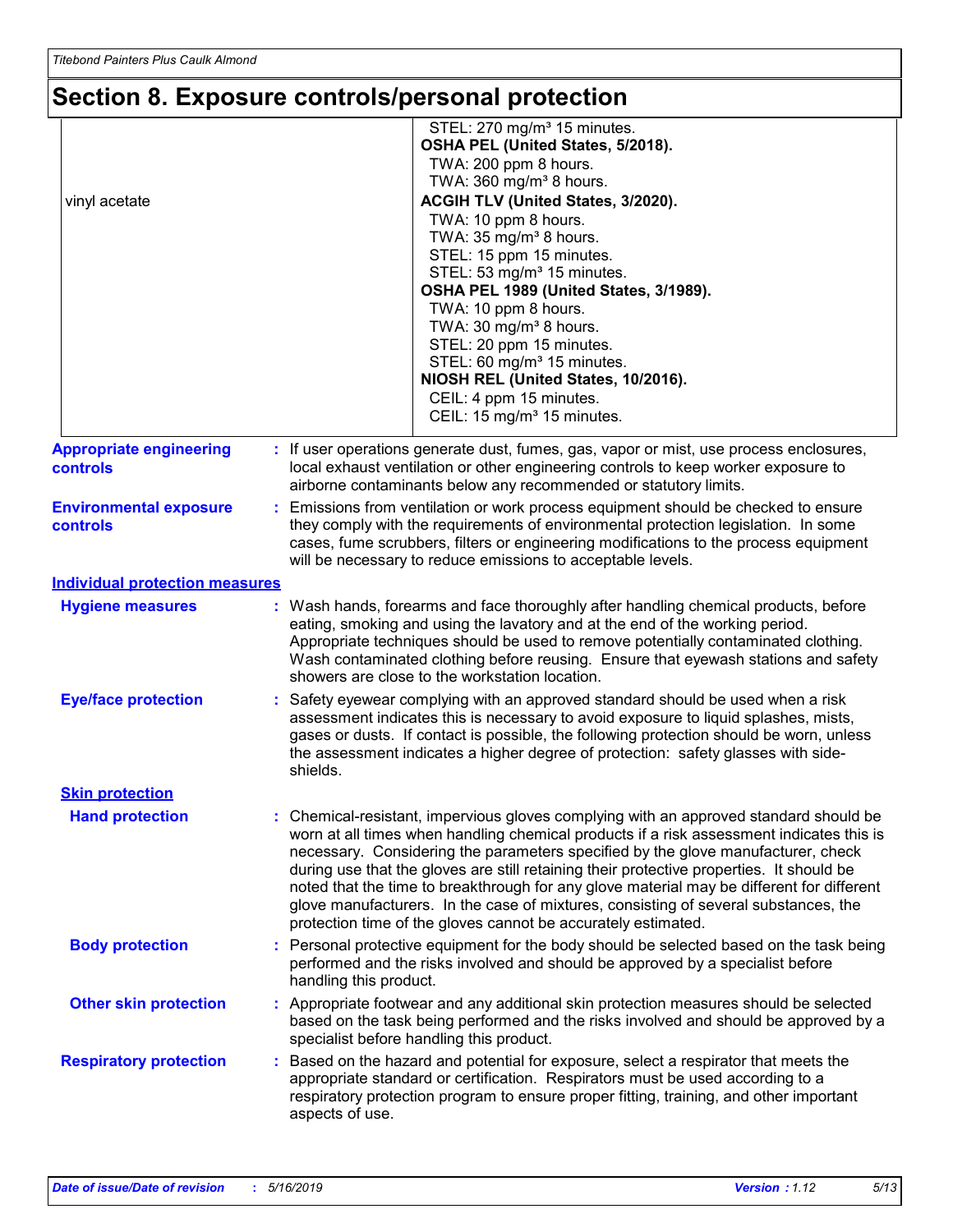# Section 8. Exposure controls/personal protection

| | |
|---|---|
| | STEL: 270 mg/m³ 15 minutes.<br>**OSHA PEL (United States, 5/2018).**<br>TWA: 200 ppm 8 hours.<br>TWA: 360 mg/m³ 8 hours. |
| vinyl acetate | **ACGIH TLV (United States, 3/2020).**<br>TWA: 10 ppm 8 hours.<br>TWA: 35 mg/m³ 8 hours.<br>STEL: 15 ppm 15 minutes.<br>STEL: 53 mg/m³ 15 minutes.<br>**OSHA PEL 1989 (United States, 3/1989).**<br>TWA: 10 ppm 8 hours.<br>TWA: 30 mg/m³ 8 hours.<br>STEL: 20 ppm 15 minutes.<br>STEL: 60 mg/m³ 15 minutes.<br>**NIOSH REL (United States, 10/2016).**<br>CEIL: 4 ppm 15 minutes.<br>CEIL: 15 mg/m³ 15 minutes. |

**Appropriate engineering controls** : If user operations generate dust, fumes, gas, vapor or mist, use process enclosures, local exhaust ventilation or other engineering controls to keep worker exposure to airborne contaminants below any recommended or statutory limits.

**Environmental exposure controls** : Emissions from ventilation or work process equipment should be checked to ensure they comply with the requirements of environmental protection legislation. In some cases, fume scrubbers, filters or engineering modifications to the process equipment will be necessary to reduce emissions to acceptable levels.

## Individual protection measures

**Hygiene measures** : Wash hands, forearms and face thoroughly after handling chemical products, before eating, smoking and using the lavatory and at the end of the working period. Appropriate techniques should be used to remove potentially contaminated clothing. Wash contaminated clothing before reusing. Ensure that eyewash stations and safety showers are close to the workstation location.

**Eye/face protection** : Safety eyewear complying with an approved standard should be used when a risk assessment indicates this is necessary to avoid exposure to liquid splashes, mists, gases or dusts. If contact is possible, the following protection should be worn, unless the assessment indicates a higher degree of protection: safety glasses with side-shields.

### Skin protection

**Hand protection** : Chemical-resistant, impervious gloves complying with an approved standard should be worn at all times when handling chemical products if a risk assessment indicates this is necessary. Considering the parameters specified by the glove manufacturer, check during use that the gloves are still retaining their protective properties. It should be noted that the time to breakthrough for any glove material may be different for different glove manufacturers. In the case of mixtures, consisting of several substances, the protection time of the gloves cannot be accurately estimated.

**Body protection** : Personal protective equipment for the body should be selected based on the task being performed and the risks involved and should be approved by a specialist before handling this product.

**Other skin protection** : Appropriate footwear and any additional skin protection measures should be selected based on the task being performed and the risks involved and should be approved by a specialist before handling this product.

**Respiratory protection** : Based on the hazard and potential for exposure, select a respirator that meets the appropriate standard or certification. Respirators must be used according to a respiratory protection program to ensure proper fitting, training, and other important aspects of use.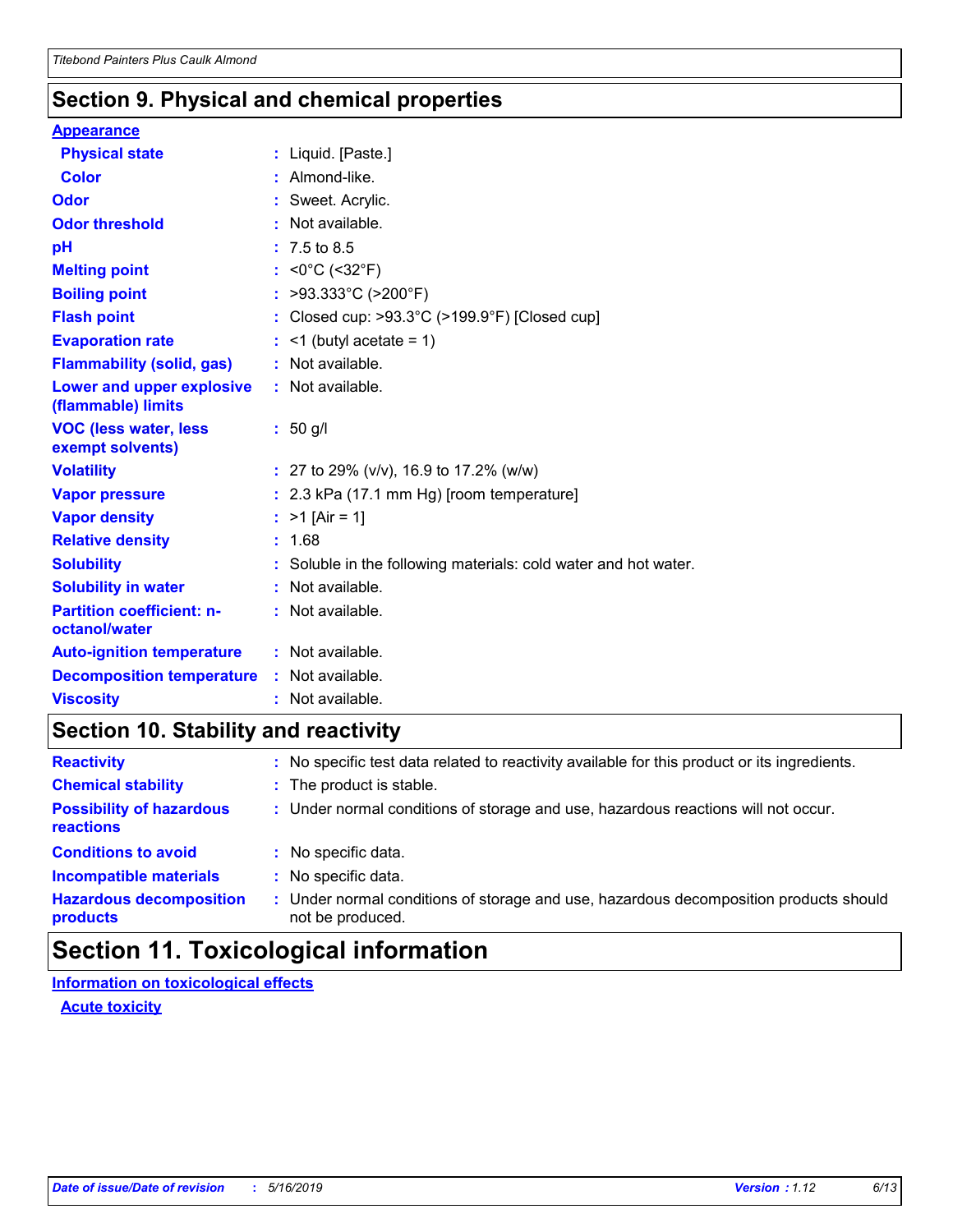## Section 9. Physical and chemical properties

**Appearance**

| | |
|---|---|
| **Physical state** | : Liquid. [Paste.] |
| **Color** | : Almond-like. |
| **Odor** | : Sweet. Acrylic. |
| **Odor threshold** | : Not available. |
| **pH** | : 7.5 to 8.5 |
| **Melting point** | : <0°C (<32°F) |
| **Boiling point** | : >93.333°C (>200°F) |
| **Flash point** | : Closed cup: >93.3°C (>199.9°F) [Closed cup] |
| **Evaporation rate** | : <1 (butyl acetate = 1) |
| **Flammability (solid, gas)** | : Not available. |
| **Lower and upper explosive (flammable) limits** | : Not available. |
| **VOC (less water, less exempt solvents)** | : 50 g/l |
| **Volatility** | : 27 to 29% (v/v), 16.9 to 17.2% (w/w) |
| **Vapor pressure** | : 2.3 kPa (17.1 mm Hg) [room temperature] |
| **Vapor density** | : >1 [Air = 1] |
| **Relative density** | : 1.68 |
| **Solubility** | : Soluble in the following materials: cold water and hot water. |
| **Solubility in water** | : Not available. |
| **Partition coefficient: n-octanol/water** | : Not available. |
| **Auto-ignition temperature** | : Not available. |
| **Decomposition temperature** | : Not available. |
| **Viscosity** | : Not available. |

## Section 10. Stability and reactivity

| | |
|---|---|
| **Reactivity** | : No specific test data related to reactivity available for this product or its ingredients. |
| **Chemical stability** | : The product is stable. |
| **Possibility of hazardous reactions** | : Under normal conditions of storage and use, hazardous reactions will not occur. |
| **Conditions to avoid** | : No specific data. |
| **Incompatible materials** | : No specific data. |
| **Hazardous decomposition products** | : Under normal conditions of storage and use, hazardous decomposition products should not be produced. |

## Section 11. Toxicological information

**Information on toxicological effects**

**Acute toxicity**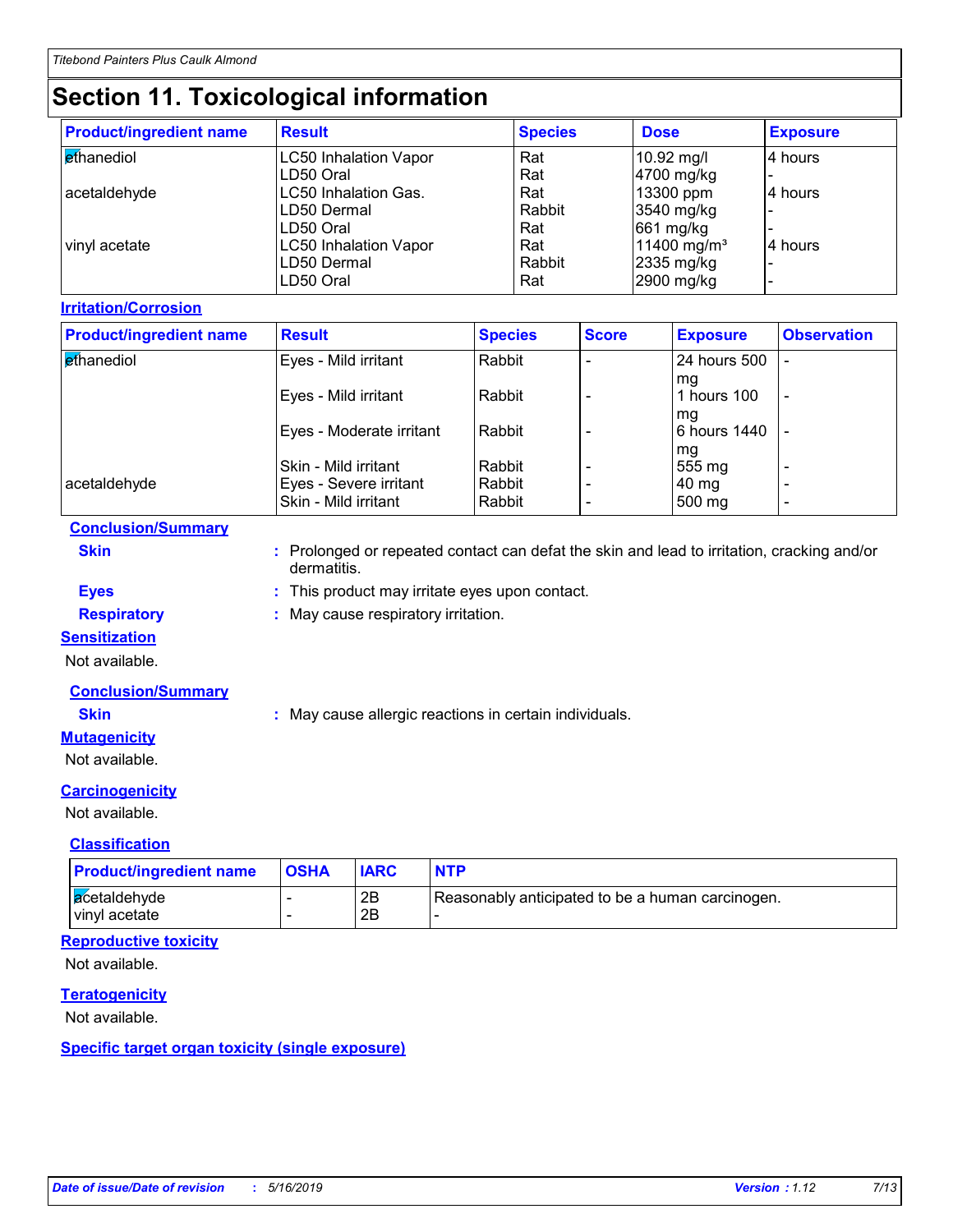# Section 11. Toxicological information

| Product/ingredient name | Result | Species | Dose | Exposure |
|---|---|---|---|---|
| ethanediol | LC50 Inhalation Vapor | Rat | 10.92 mg/l | 4 hours |
| | LD50 Oral | Rat | 4700 mg/kg | - |
| acetaldehyde | LC50 Inhalation Gas. | Rat | 13300 ppm | 4 hours |
| | LD50 Dermal | Rabbit | 3540 mg/kg | - |
| | LD50 Oral | Rat | 661 mg/kg | - |
| vinyl acetate | LC50 Inhalation Vapor | Rat | 11400 mg/m³ | 4 hours |
| | LD50 Dermal | Rabbit | 2335 mg/kg | - |
| | LD50 Oral | Rat | 2900 mg/kg | - |

**Irritation/Corrosion**

| Product/ingredient name | Result | Species | Score | Exposure | Observation |
|---|---|---|---|---|---|
| ethanediol | Eyes - Mild irritant | Rabbit | - | 24 hours 500 mg | - |
| | Eyes - Mild irritant | Rabbit | - | 1 hours 100 mg | - |
| | Eyes - Moderate irritant | Rabbit | - | 6 hours 1440 mg | - |
| | Skin - Mild irritant | Rabbit | - | 555 mg | - |
| acetaldehyde | Eyes - Severe irritant | Rabbit | - | 40 mg | - |
| | Skin - Mild irritant | Rabbit | - | 500 mg | - |

**Conclusion/Summary**

**Skin** : Prolonged or repeated contact can defat the skin and lead to irritation, cracking and/or dermatitis.

**Eyes** : This product may irritate eyes upon contact.

**Respiratory** : May cause respiratory irritation.

**Sensitization**

Not available.

**Conclusion/Summary**

**Skin** : May cause allergic reactions in certain individuals.

**Mutagenicity**

Not available.

**Carcinogenicity**

Not available.

**Classification**

| Product/ingredient name | OSHA | IARC | NTP |
|---|---|---|---|
| acetaldehyde | - | 2B | Reasonably anticipated to be a human carcinogen. |
| vinyl acetate | - | 2B | - |

**Reproductive toxicity**

Not available.

**Teratogenicity**

Not available.

**Specific target organ toxicity (single exposure)**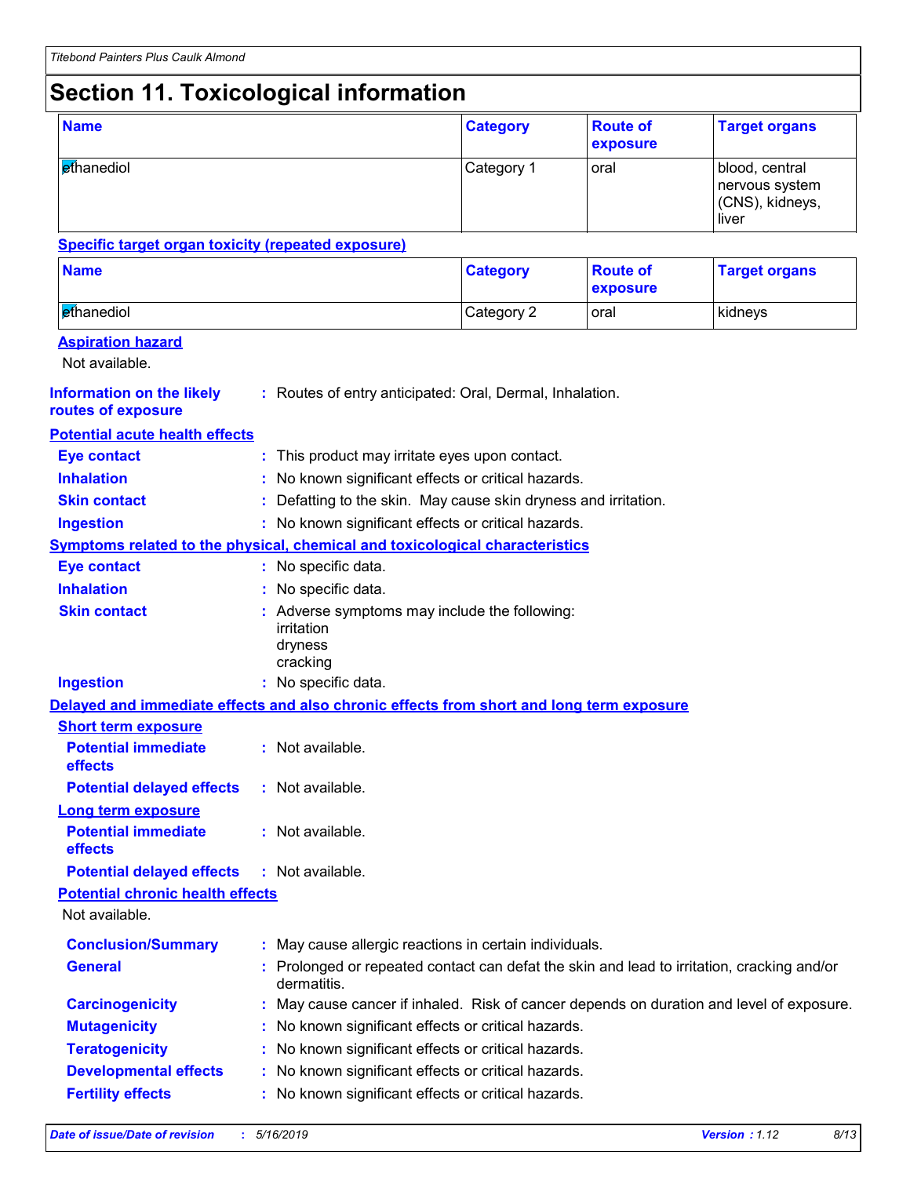# Section 11. Toxicological information

| Name | Category | Route of exposure | Target organs |
|---|---|---|---|
| ethanediol | Category 1 | oral | blood, central nervous system (CNS), kidneys, liver |

**Specific target organ toxicity (repeated exposure)**

| Name | Category | Route of exposure | Target organs |
|---|---|---|---|
| ethanediol | Category 2 | oral | kidneys |

**Aspiration hazard**

Not available.

**Information on the likely routes of exposure** : Routes of entry anticipated: Oral, Dermal, Inhalation.

**Potential acute health effects**

**Eye contact** : This product may irritate eyes upon contact.

**Inhalation** : No known significant effects or critical hazards.

**Skin contact** : Defatting to the skin. May cause skin dryness and irritation.

**Ingestion** : No known significant effects or critical hazards.

**Symptoms related to the physical, chemical and toxicological characteristics**

**Eye contact** : No specific data.

**Inhalation** : No specific data.

**Skin contact** : Adverse symptoms may include the following:
irritation
dryness
cracking

**Ingestion** : No specific data.

**Delayed and immediate effects and also chronic effects from short and long term exposure**

**Short term exposure**

**Potential immediate effects** : Not available.

**Potential delayed effects** : Not available.

**Long term exposure**

**Potential immediate effects** : Not available.

**Potential delayed effects** : Not available.

**Potential chronic health effects**

Not available.

**Conclusion/Summary** : May cause allergic reactions in certain individuals.

**General** : Prolonged or repeated contact can defat the skin and lead to irritation, cracking and/or dermatitis.

**Carcinogenicity** : May cause cancer if inhaled. Risk of cancer depends on duration and level of exposure.

**Mutagenicity** : No known significant effects or critical hazards.

**Teratogenicity** : No known significant effects or critical hazards.

**Developmental effects** : No known significant effects or critical hazards.

**Fertility effects** : No known significant effects or critical hazards.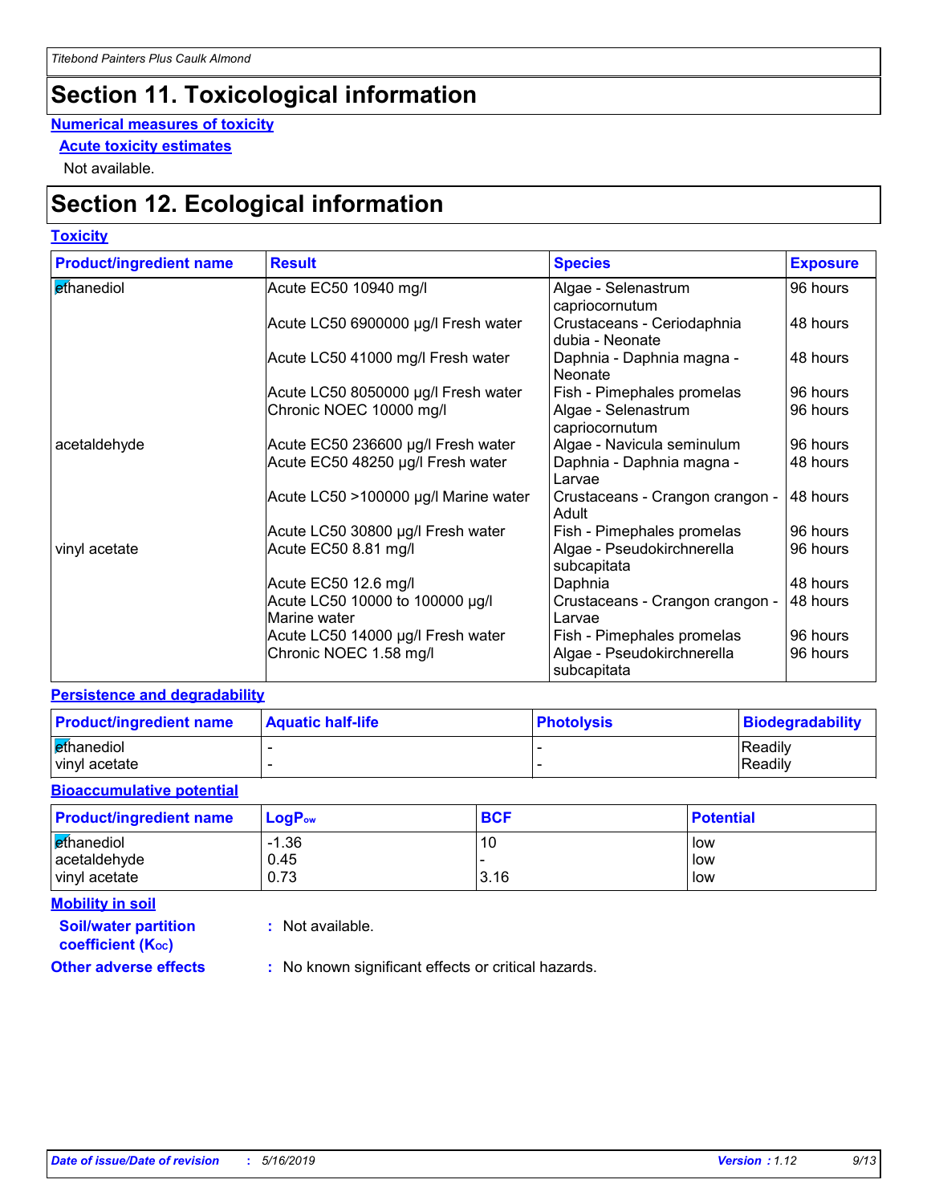# Section 11. Toxicological information

**Numerical measures of toxicity**

**Acute toxicity estimates**

Not available.

# Section 12. Ecological information

**Toxicity**

| Product/ingredient name | Result | Species | Exposure |
|---|---|---|---|
| ethanediol | Acute EC50 10940 mg/l | Algae - Selenastrum capriocornutum | 96 hours |
| | Acute LC50 6900000 µg/l Fresh water | Crustaceans - Ceriodaphnia dubia - Neonate | 48 hours |
| | Acute LC50 41000 mg/l Fresh water | Daphnia - Daphnia magna - Neonate | 48 hours |
| | Acute LC50 8050000 µg/l Fresh water | Fish - Pimephales promelas | 96 hours |
| | Chronic NOEC 10000 mg/l | Algae - Selenastrum capriocornutum | 96 hours |
| acetaldehyde | Acute EC50 236600 µg/l Fresh water | Algae - Navicula seminulum | 96 hours |
| | Acute EC50 48250 µg/l Fresh water | Daphnia - Daphnia magna - Larvae | 48 hours |
| | Acute LC50 >100000 µg/l Marine water | Crustaceans - Crangon crangon - Adult | 48 hours |
| | Acute LC50 30800 µg/l Fresh water | Fish - Pimephales promelas | 96 hours |
| vinyl acetate | Acute EC50 8.81 mg/l | Algae - Pseudokirchnerella subcapitata | 96 hours |
| | Acute EC50 12.6 mg/l | Daphnia | 48 hours |
| | Acute LC50 10000 to 100000 µg/l Marine water | Crustaceans - Crangon crangon - Larvae | 48 hours |
| | Acute LC50 14000 µg/l Fresh water | Fish - Pimephales promelas | 96 hours |
| | Chronic NOEC 1.58 mg/l | Algae - Pseudokirchnerella subcapitata | 96 hours |

**Persistence and degradability**

| Product/ingredient name | Aquatic half-life | Photolysis | Biodegradability |
|---|---|---|---|
| ethanediol | - | - | Readily |
| vinyl acetate | - | - | Readily |

**Bioaccumulative potential**

| Product/ingredient name | $LogP_{ow}$ | BCF | Potential |
|---|---|---|---|
| ethanediol | -1.36 | 10 | low |
| acetaldehyde | 0.45 | - | low |
| vinyl acetate | 0.73 | 3.16 | low |

**Mobility in soil**

**Soil/water partition coefficient ($K_{OC}$)** : Not available.

**Other adverse effects** : No known significant effects or critical hazards.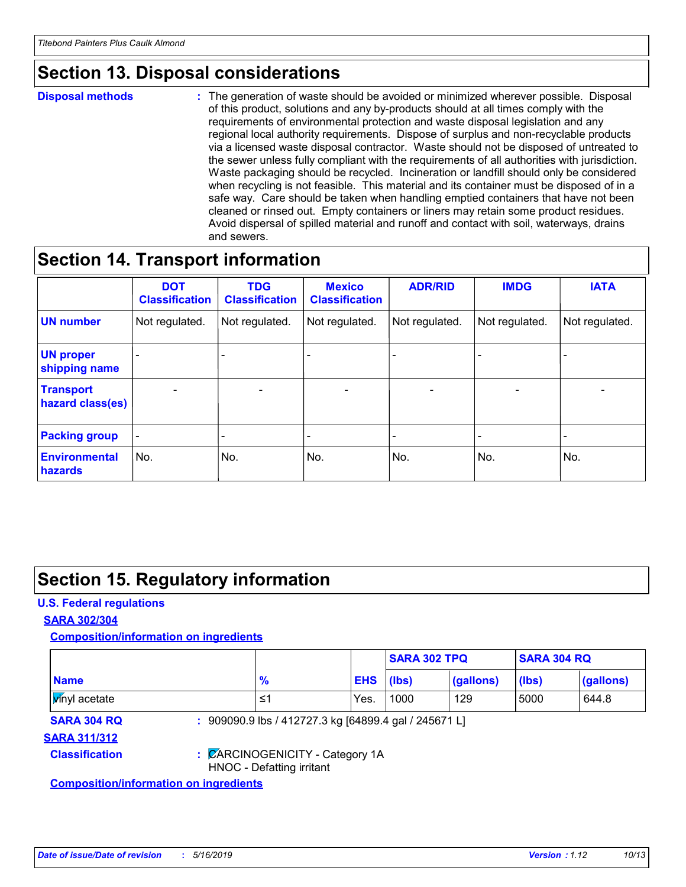## Section 13. Disposal considerations

**Disposal methods** : The generation of waste should be avoided or minimized wherever possible. Disposal of this product, solutions and any by-products should at all times comply with the requirements of environmental protection and waste disposal legislation and any regional local authority requirements. Dispose of surplus and non-recyclable products via a licensed waste disposal contractor. Waste should not be disposed of untreated to the sewer unless fully compliant with the requirements of all authorities with jurisdiction. Waste packaging should be recycled. Incineration or landfill should only be considered when recycling is not feasible. This material and its container must be disposed of in a safe way. Care should be taken when handling emptied containers that have not been cleaned or rinsed out. Empty containers or liners may retain some product residues. Avoid dispersal of spilled material and runoff and contact with soil, waterways, drains and sewers.

## Section 14. Transport information

| | DOT Classification | TDG Classification | Mexico Classification | ADR/RID | IMDG | IATA |
|---|---|---|---|---|---|---|
| **UN number** | Not regulated. | Not regulated. | Not regulated. | Not regulated. | Not regulated. | Not regulated. |
| **UN proper shipping name** | - | - | - | - | - | - |
| **Transport hazard class(es)** | - | - | - | - | - | - |
| **Packing group** | - | - | - | - | - | - |
| **Environmental hazards** | No. | No. | No. | No. | No. | No. |

## Section 15. Regulatory information

**U.S. Federal regulations**

**SARA 302/304**

**Composition/information on ingredients**

| | | | SARA 302 TPQ | | SARA 304 RQ | |
|---|---|---|---|---|---|---|
| **Name** | **%** | **EHS** | **(lbs)** | **(gallons)** | **(lbs)** | **(gallons)** |
| vinyl acetate | ≤1 | Yes. | 1000 | 129 | 5000 | 644.8 |

**SARA 304 RQ** : 909090.9 lbs / 412727.3 kg [64899.4 gal / 245671 L]

**SARA 311/312**

**Classification** : CARCINOGENICITY - Category 1A
HNOC - Defatting irritant

**Composition/information on ingredients**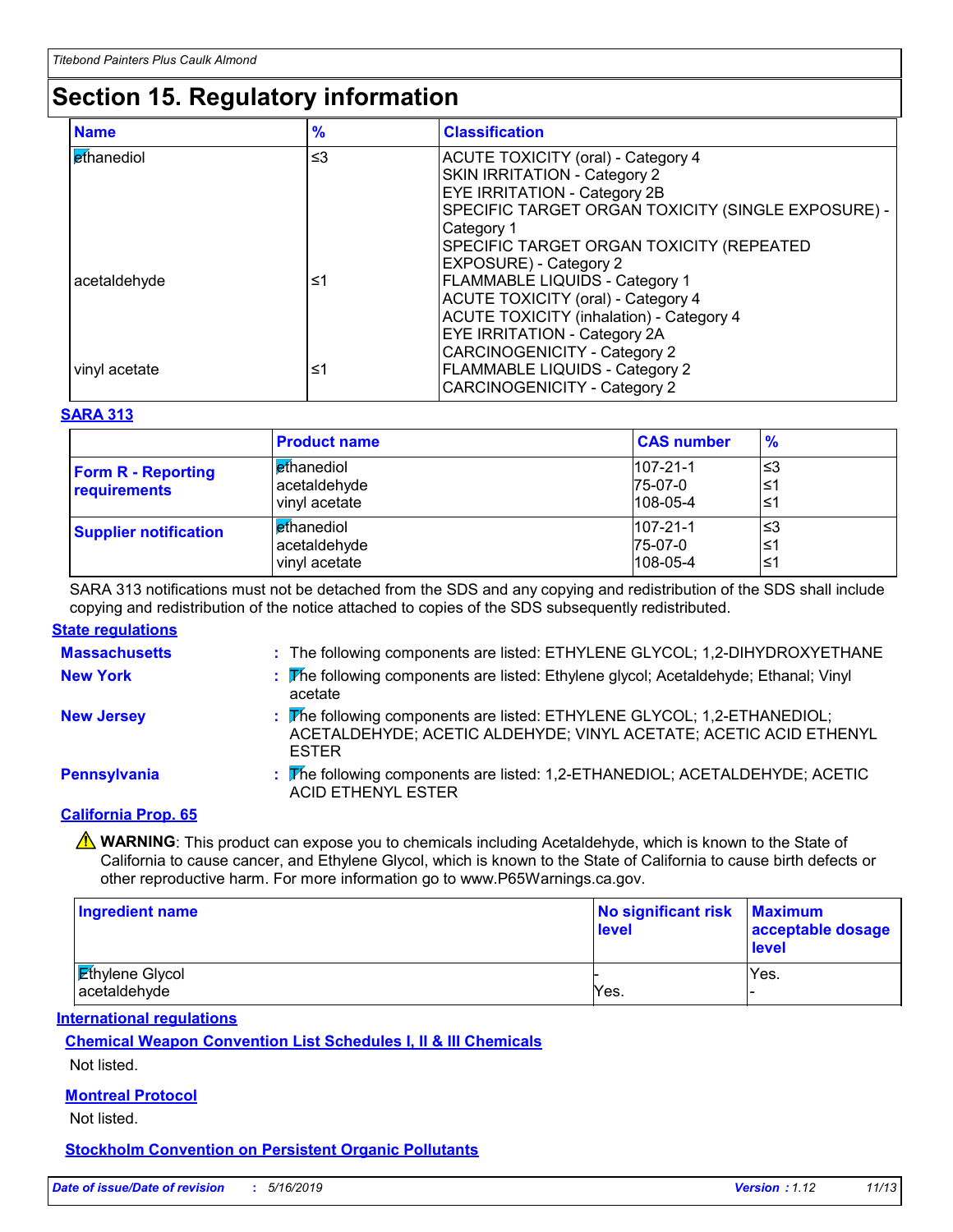# Section 15. Regulatory information

| Name | % | Classification |
|---|---|---|
| ethanediol | ≤3 | ACUTE TOXICITY (oral) - Category 4<br>SKIN IRRITATION - Category 2<br>EYE IRRITATION - Category 2B<br>SPECIFIC TARGET ORGAN TOXICITY (SINGLE EXPOSURE) - Category 1<br>SPECIFIC TARGET ORGAN TOXICITY (REPEATED EXPOSURE) - Category 2 |
| acetaldehyde | ≤1 | FLAMMABLE LIQUIDS - Category 1<br>ACUTE TOXICITY (oral) - Category 4<br>ACUTE TOXICITY (inhalation) - Category 4<br>EYE IRRITATION - Category 2A<br>CARCINOGENICITY - Category 2 |
| vinyl acetate | ≤1 | FLAMMABLE LIQUIDS - Category 2<br>CARCINOGENICITY - Category 2 |

**SARA 313**

| | Product name | CAS number | % |
|---|---|---|---|
| **Form R - Reporting requirements** | ethanediol<br>acetaldehyde<br>vinyl acetate | 107-21-1<br>75-07-0<br>108-05-4 | ≤3<br>≤1<br>≤1 |
| **Supplier notification** | ethanediol<br>acetaldehyde<br>vinyl acetate | 107-21-1<br>75-07-0<br>108-05-4 | ≤3<br>≤1<br>≤1 |

SARA 313 notifications must not be detached from the SDS and any copying and redistribution of the SDS shall include copying and redistribution of the notice attached to copies of the SDS subsequently redistributed.

**State regulations**

**Massachusetts** : The following components are listed: ETHYLENE GLYCOL; 1,2-DIHYDROXYETHANE

**New York** : The following components are listed: Ethylene glycol; Acetaldehyde; Ethanal; Vinyl acetate

**New Jersey** : The following components are listed: ETHYLENE GLYCOL; 1,2-ETHANEDIOL; ACETALDEHYDE; ACETIC ALDEHYDE; VINYL ACETATE; ACETIC ACID ETHENYL ESTER

**Pennsylvania** : The following components are listed: 1,2-ETHANEDIOL; ACETALDEHYDE; ACETIC ACID ETHENYL ESTER

**California Prop. 65**

⚠ **WARNING**: This product can expose you to chemicals including Acetaldehyde, which is known to the State of California to cause cancer, and Ethylene Glycol, which is known to the State of California to cause birth defects or other reproductive harm. For more information go to www.P65Warnings.ca.gov.

| Ingredient name | No significant risk level | Maximum acceptable dosage level |
|---|---|---|
| Ethylene Glycol | - | Yes. |
| acetaldehyde | Yes. | - |

**International regulations**

**Chemical Weapon Convention List Schedules I, II & III Chemicals**

Not listed.

**Montreal Protocol**

Not listed.

**Stockholm Convention on Persistent Organic Pollutants**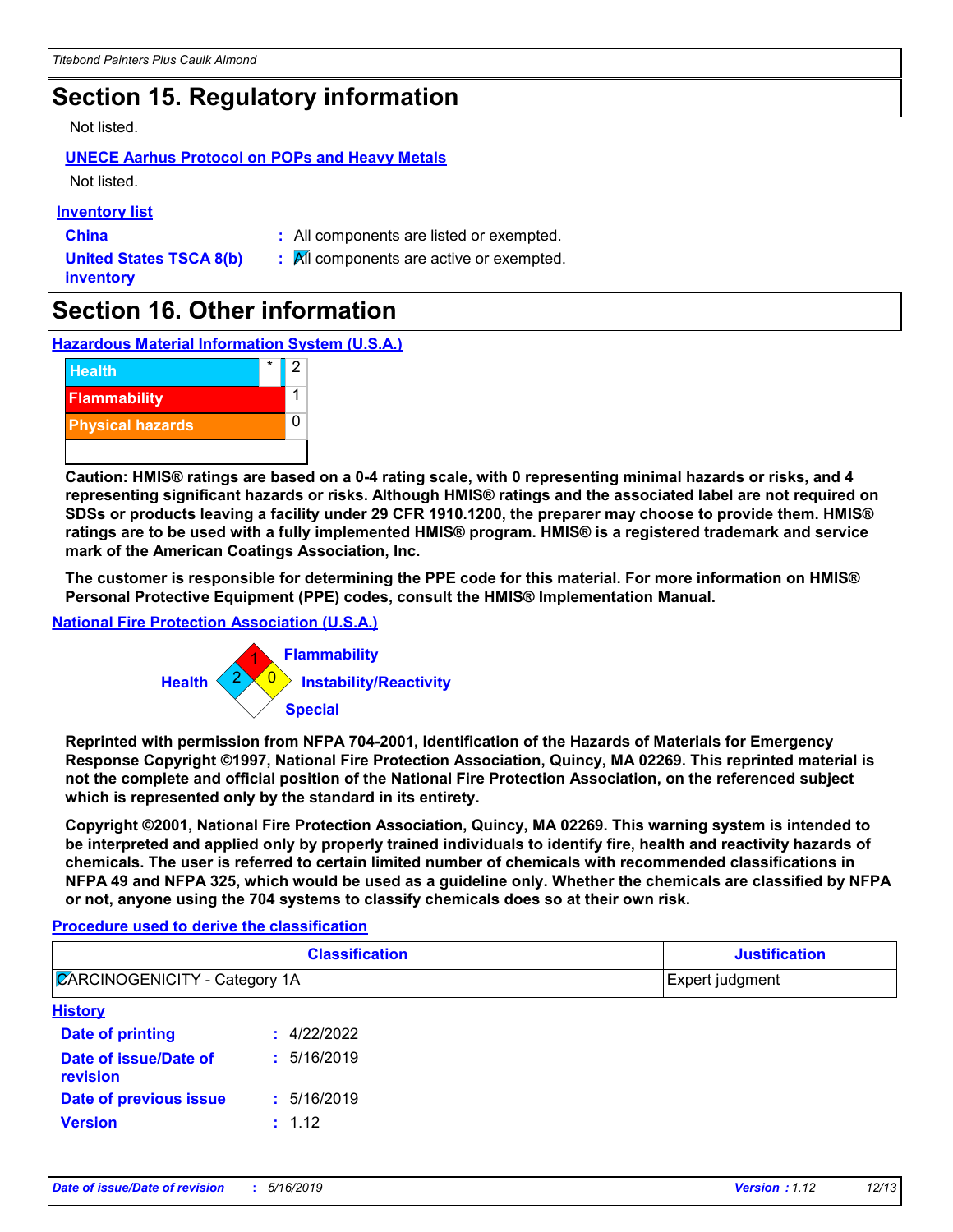## Section 15. Regulatory information

Not listed.

**UNECE Aarhus Protocol on POPs and Heavy Metals**

Not listed.

**Inventory list**

**China** : All components are listed or exempted.

**United States TSCA 8(b) inventory** : All components are active or exempted.

## Section 16. Other information

**Hazardous Material Information System (U.S.A.)**

| | | |
|---|---|---|
| Health | * | 2 |
| Flammability | | 1 |
| Physical hazards | | 0 |

**Caution: HMIS® ratings are based on a 0-4 rating scale, with 0 representing minimal hazards or risks, and 4 representing significant hazards or risks. Although HMIS® ratings and the associated label are not required on SDSs or products leaving a facility under 29 CFR 1910.1200, the preparer may choose to provide them. HMIS® ratings are to be used with a fully implemented HMIS® program. HMIS® is a registered trademark and service mark of the American Coatings Association, Inc.**

**The customer is responsible for determining the PPE code for this material. For more information on HMIS® Personal Protective Equipment (PPE) codes, consult the HMIS® Implementation Manual.**

**National Fire Protection Association (U.S.A.)**

Flammability: 1
Health: 2
Instability/Reactivity: 0
Special:

**Reprinted with permission from NFPA 704-2001, Identification of the Hazards of Materials for Emergency Response Copyright ©1997, National Fire Protection Association, Quincy, MA 02269. This reprinted material is not the complete and official position of the National Fire Protection Association, on the referenced subject which is represented only by the standard in its entirety.**

**Copyright ©2001, National Fire Protection Association, Quincy, MA 02269. This warning system is intended to be interpreted and applied only by properly trained individuals to identify fire, health and reactivity hazards of chemicals. The user is referred to certain limited number of chemicals with recommended classifications in NFPA 49 and NFPA 325, which would be used as a guideline only. Whether the chemicals are classified by NFPA or not, anyone using the 704 systems to classify chemicals does so at their own risk.**

**Procedure used to derive the classification**

| Classification | Justification |
|---|---|
| CARCINOGENICITY - Category 1A | Expert judgment |

**History**

**Date of printing** : 4/22/2022

**Date of issue/Date of revision** : 5/16/2019

**Date of previous issue** : 5/16/2019

**Version** : 1.12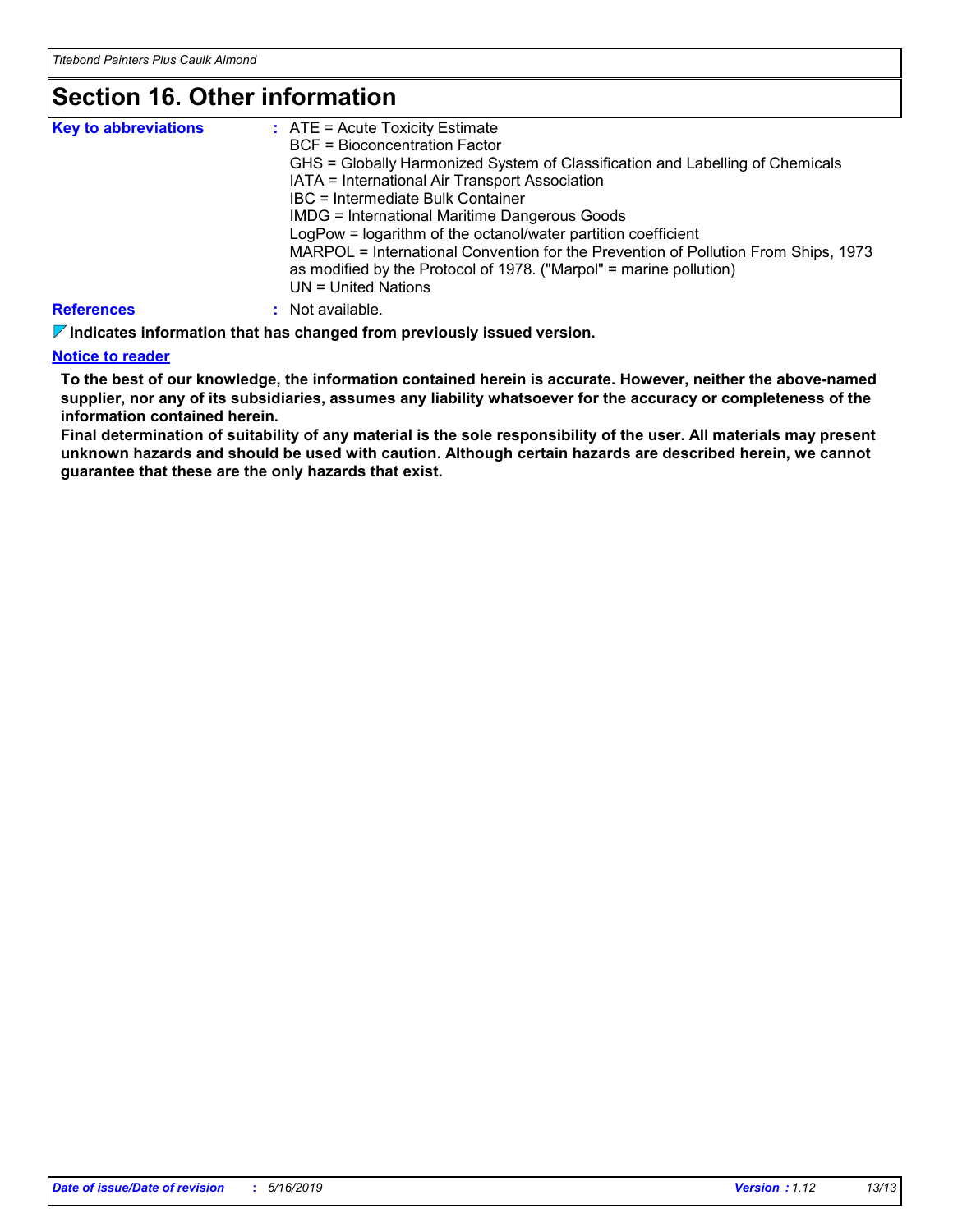## Section 16. Other information

**Key to abbreviations** : ATE = Acute Toxicity Estimate
BCF = Bioconcentration Factor
GHS = Globally Harmonized System of Classification and Labelling of Chemicals
IATA = International Air Transport Association
IBC = Intermediate Bulk Container
IMDG = International Maritime Dangerous Goods
LogPow = logarithm of the octanol/water partition coefficient
MARPOL = International Convention for the Prevention of Pollution From Ships, 1973 as modified by the Protocol of 1978. ("Marpol" = marine pollution)
UN = United Nations

**References** : Not available.

**Indicates information that has changed from previously issued version.**

**Notice to reader**

**To the best of our knowledge, the information contained herein is accurate. However, neither the above-named supplier, nor any of its subsidiaries, assumes any liability whatsoever for the accuracy or completeness of the information contained herein.**

**Final determination of suitability of any material is the sole responsibility of the user. All materials may present unknown hazards and should be used with caution. Although certain hazards are described herein, we cannot guarantee that these are the only hazards that exist.**